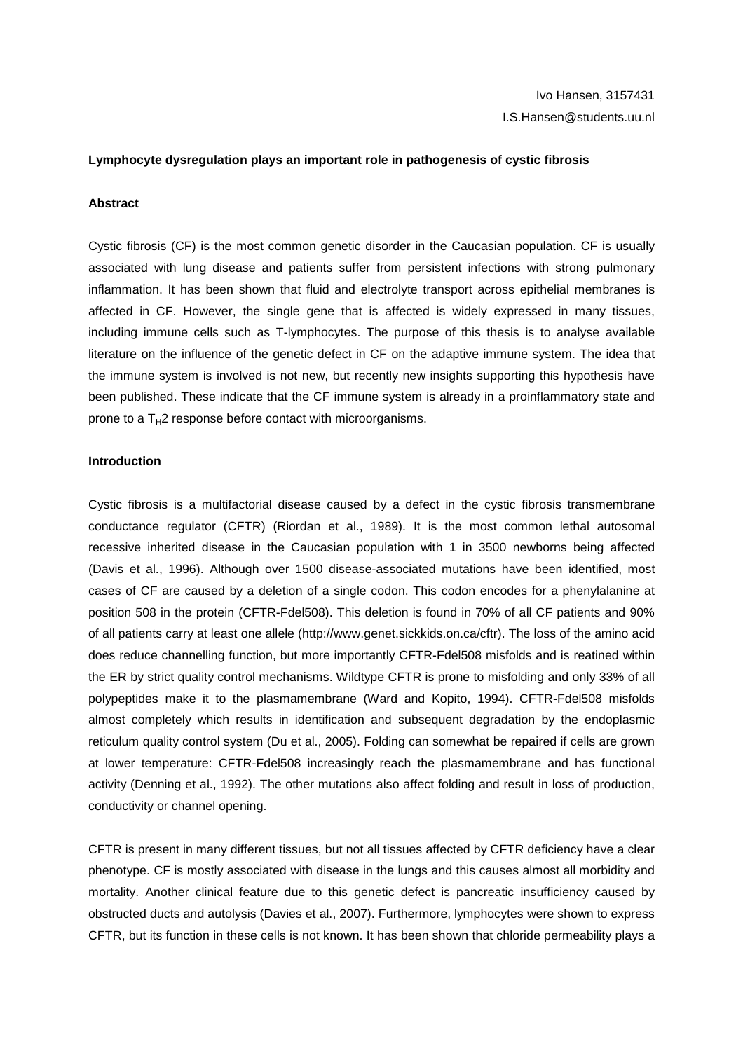Ivo Hansen, 3157431

I.S.Hansen@students.uu.nl

**Lymphocyte dysregulation plays an important role in pathogenesis of cystic fibrosis**

**Abstract**

Cystic fibrosis (CF) is the most common genetic disorder in the Caucasian population. CF is usually associated with lung disease and patients suffer from persistent infections with strong pulmonary inflammation. It has been shown that fluid and electrolyte transport across epithelial membranes is affected in CF. However, the single gene that is affected is widely expressed in many tissues, including immune cells such as T-lymphocytes. The purpose of this thesis is to analyse available literature on the influence of the genetic defect in CF on the adaptive immune system. The idea that the immune system is involved is not new, but recently new insights supporting this hypothesis have been published. These indicate that the CF immune system is already in a proinflammatory state and prone to a $T_H2$ response before contact with microorganisms.

**Introduction**

Cystic fibrosis is a multifactorial disease caused by a defect in the cystic fibrosis transmembrane conductance regulator (CFTR) (Riordan et al., 1989). It is the most common lethal autosomal recessive inherited disease in the Caucasian population with 1 in 3500 newborns being affected (Davis et al., 1996). Although over 1500 disease-associated mutations have been identified, most cases of CF are caused by a deletion of a single codon. This codon encodes for a phenylalanine at position 508 in the protein (CFTR-Fdel508). This deletion is found in 70% of all CF patients and 90% of all patients carry at least one allele (http://www.genet.sickkids.on.ca/cftr). The loss of the amino acid does reduce channelling function, but more importantly CFTR-Fdel508 misfolds and is reatined within the ER by strict quality control mechanisms. Wildtype CFTR is prone to misfolding and only 33% of all polypeptides make it to the plasmamembrane (Ward and Kopito, 1994). CFTR-Fdel508 misfolds almost completely which results in identification and subsequent degradation by the endoplasmic reticulum quality control system (Du et al., 2005). Folding can somewhat be repaired if cells are grown at lower temperature: CFTR-Fdel508 increasingly reach the plasmamembrane and has functional activity (Denning et al., 1992). The other mutations also affect folding and result in loss of production, conductivity or channel opening.

CFTR is present in many different tissues, but not all tissues affected by CFTR deficiency have a clear phenotype. CF is mostly associated with disease in the lungs and this causes almost all morbidity and mortality. Another clinical feature due to this genetic defect is pancreatic insufficiency caused by obstructed ducts and autolysis (Davies et al., 2007). Furthermore, lymphocytes were shown to express CFTR, but its function in these cells is not known. It has been shown that chloride permeability plays a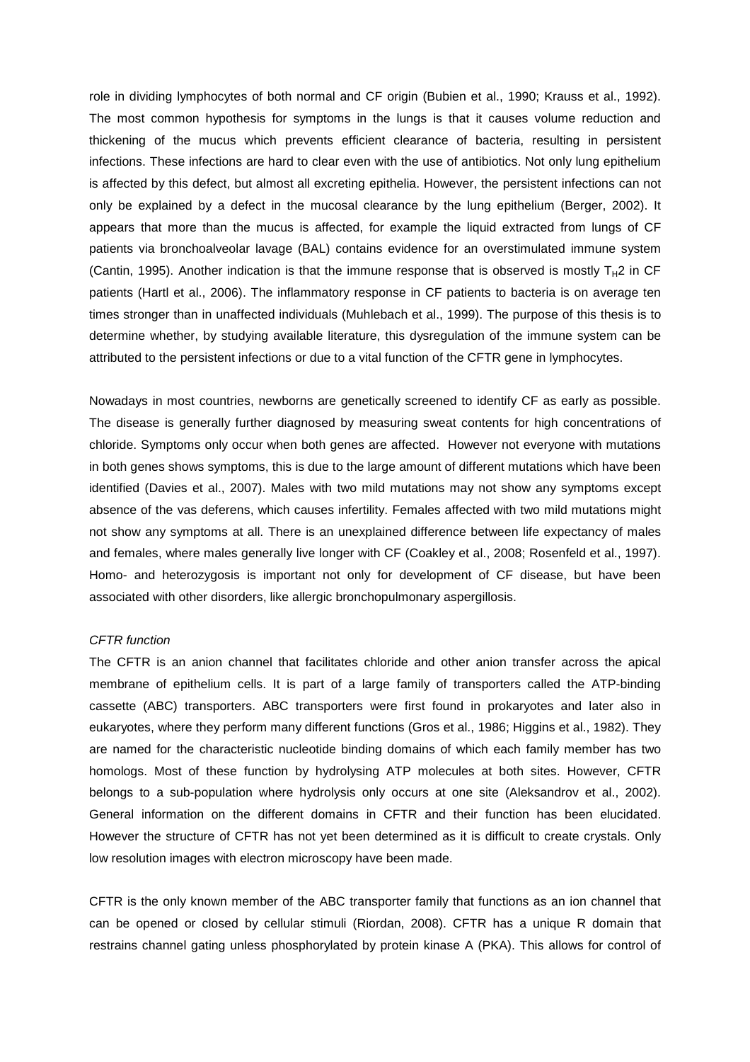role in dividing lymphocytes of both normal and CF origin (Bubien et al., 1990; Krauss et al., 1992). The most common hypothesis for symptoms in the lungs is that it causes volume reduction and thickening of the mucus which prevents efficient clearance of bacteria, resulting in persistent infections. These infections are hard to clear even with the use of antibiotics. Not only lung epithelium is affected by this defect, but almost all excreting epithelia. However, the persistent infections can not only be explained by a defect in the mucosal clearance by the lung epithelium (Berger, 2002). It appears that more than the mucus is affected, for example the liquid extracted from lungs of CF patients via bronchoalveolar lavage (BAL) contains evidence for an overstimulated immune system (Cantin, 1995). Another indication is that the immune response that is observed is mostly $T_H2$ in CF patients (Hartl et al., 2006). The inflammatory response in CF patients to bacteria is on average ten times stronger than in unaffected individuals (Muhlebach et al., 1999). The purpose of this thesis is to determine whether, by studying available literature, this dysregulation of the immune system can be attributed to the persistent infections or due to a vital function of the CFTR gene in lymphocytes.

Nowadays in most countries, newborns are genetically screened to identify CF as early as possible. The disease is generally further diagnosed by measuring sweat contents for high concentrations of chloride. Symptoms only occur when both genes are affected. However not everyone with mutations in both genes shows symptoms, this is due to the large amount of different mutations which have been identified (Davies et al., 2007). Males with two mild mutations may not show any symptoms except absence of the vas deferens, which causes infertility. Females affected with two mild mutations might not show any symptoms at all. There is an unexplained difference between life expectancy of males and females, where males generally live longer with CF (Coakley et al., 2008; Rosenfeld et al., 1997). Homo- and heterozygosis is important not only for development of CF disease, but have been associated with other disorders, like allergic bronchopulmonary aspergillosis.

*CFTR function*

The CFTR is an anion channel that facilitates chloride and other anion transfer across the apical membrane of epithelium cells. It is part of a large family of transporters called the ATP-binding cassette (ABC) transporters. ABC transporters were first found in prokaryotes and later also in eukaryotes, where they perform many different functions (Gros et al., 1986; Higgins et al., 1982). They are named for the characteristic nucleotide binding domains of which each family member has two homologs. Most of these function by hydrolysing ATP molecules at both sites. However, CFTR belongs to a sub-population where hydrolysis only occurs at one site (Aleksandrov et al., 2002). General information on the different domains in CFTR and their function has been elucidated. However the structure of CFTR has not yet been determined as it is difficult to create crystals. Only low resolution images with electron microscopy have been made.

CFTR is the only known member of the ABC transporter family that functions as an ion channel that can be opened or closed by cellular stimuli (Riordan, 2008). CFTR has a unique R domain that restrains channel gating unless phosphorylated by protein kinase A (PKA). This allows for control of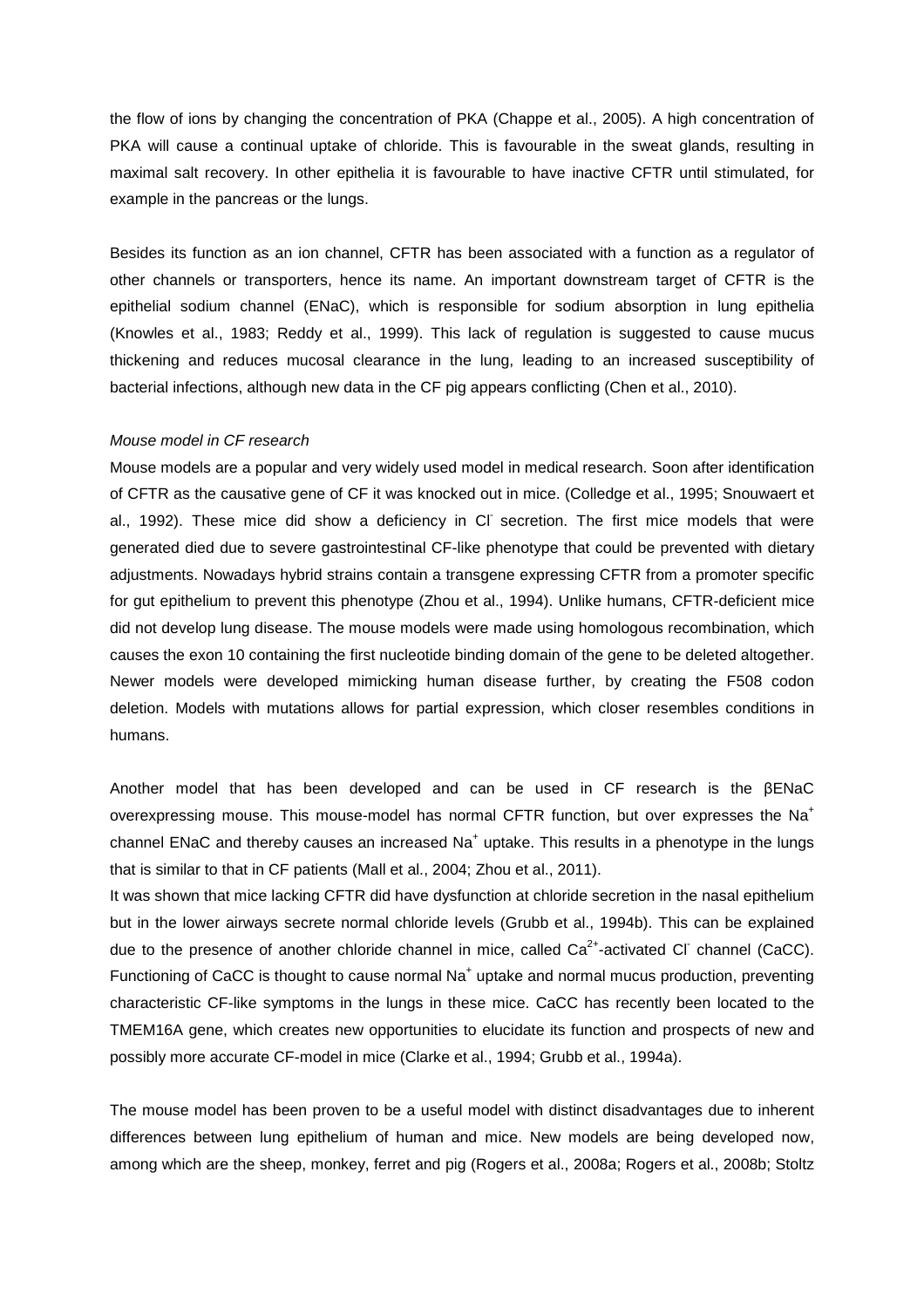the flow of ions by changing the concentration of PKA (Chappe et al., 2005). A high concentration of PKA will cause a continual uptake of chloride. This is favourable in the sweat glands, resulting in maximal salt recovery. In other epithelia it is favourable to have inactive CFTR until stimulated, for example in the pancreas or the lungs.

Besides its function as an ion channel, CFTR has been associated with a function as a regulator of other channels or transporters, hence its name. An important downstream target of CFTR is the epithelial sodium channel (ENaC), which is responsible for sodium absorption in lung epithelia (Knowles et al., 1983; Reddy et al., 1999). This lack of regulation is suggested to cause mucus thickening and reduces mucosal clearance in the lung, leading to an increased susceptibility of bacterial infections, although new data in the CF pig appears conflicting (Chen et al., 2010).

*Mouse model in CF research*

Mouse models are a popular and very widely used model in medical research. Soon after identification of CFTR as the causative gene of CF it was knocked out in mice. (Colledge et al., 1995; Snouwaert et al., 1992). These mice did show a deficiency in $Cl^-$ secretion. The first mice models that were generated died due to severe gastrointestinal CF-like phenotype that could be prevented with dietary adjustments. Nowadays hybrid strains contain a transgene expressing CFTR from a promoter specific for gut epithelium to prevent this phenotype (Zhou et al., 1994). Unlike humans, CFTR-deficient mice did not develop lung disease. The mouse models were made using homologous recombination, which causes the exon 10 containing the first nucleotide binding domain of the gene to be deleted altogether. Newer models were developed mimicking human disease further, by creating the F508 codon deletion. Models with mutations allows for partial expression, which closer resembles conditions in humans.

Another model that has been developed and can be used in CF research is the βENaC overexpressing mouse. This mouse-model has normal CFTR function, but over expresses the $Na^+$ channel ENaC and thereby causes an increased $Na^+$ uptake. This results in a phenotype in the lungs that is similar to that in CF patients (Mall et al., 2004; Zhou et al., 2011).

It was shown that mice lacking CFTR did have dysfunction at chloride secretion in the nasal epithelium but in the lower airways secrete normal chloride levels (Grubb et al., 1994b). This can be explained due to the presence of another chloride channel in mice, called $Ca^{2+}$-activated $Cl^-$ channel (CaCC). Functioning of CaCC is thought to cause normal $Na^+$ uptake and normal mucus production, preventing characteristic CF-like symptoms in the lungs in these mice. CaCC has recently been located to the TMEM16A gene, which creates new opportunities to elucidate its function and prospects of new and possibly more accurate CF-model in mice (Clarke et al., 1994; Grubb et al., 1994a).

The mouse model has been proven to be a useful model with distinct disadvantages due to inherent differences between lung epithelium of human and mice. New models are being developed now, among which are the sheep, monkey, ferret and pig (Rogers et al., 2008a; Rogers et al., 2008b; Stoltz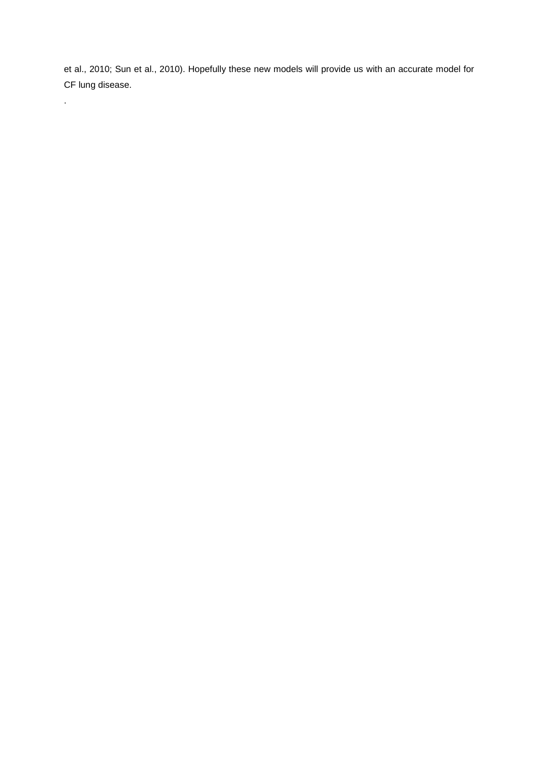et al., 2010; Sun et al., 2010). Hopefully these new models will provide us with an accurate model for CF lung disease.

.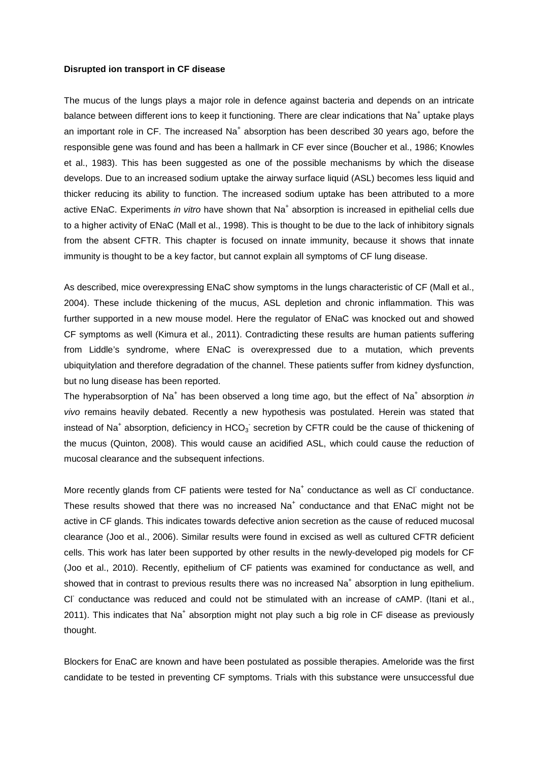**Disrupted ion transport in CF disease**

The mucus of the lungs plays a major role in defence against bacteria and depends on an intricate balance between different ions to keep it functioning. There are clear indications that $Na^+$ uptake plays an important role in CF. The increased $Na^+$ absorption has been described 30 years ago, before the responsible gene was found and has been a hallmark in CF ever since (Boucher et al., 1986; Knowles et al., 1983). This has been suggested as one of the possible mechanisms by which the disease develops. Due to an increased sodium uptake the airway surface liquid (ASL) becomes less liquid and thicker reducing its ability to function. The increased sodium uptake has been attributed to a more active ENaC. Experiments *in vitro* have shown that $Na^+$ absorption is increased in epithelial cells due to a higher activity of ENaC (Mall et al., 1998). This is thought to be due to the lack of inhibitory signals from the absent CFTR. This chapter is focused on innate immunity, because it shows that innate immunity is thought to be a key factor, but cannot explain all symptoms of CF lung disease.

As described, mice overexpressing ENaC show symptoms in the lungs characteristic of CF (Mall et al., 2004). These include thickening of the mucus, ASL depletion and chronic inflammation. This was further supported in a new mouse model. Here the regulator of ENaC was knocked out and showed CF symptoms as well (Kimura et al., 2011). Contradicting these results are human patients suffering from Liddle's syndrome, where ENaC is overexpressed due to a mutation, which prevents ubiquitylation and therefore degradation of the channel. These patients suffer from kidney dysfunction, but no lung disease has been reported.
The hyperabsorption of $Na^+$ has been observed a long time ago, but the effect of $Na^+$ absorption *in vivo* remains heavily debated. Recently a new hypothesis was postulated. Herein was stated that instead of $Na^+$ absorption, deficiency in $HCO_3^-$ secretion by CFTR could be the cause of thickening of the mucus (Quinton, 2008). This would cause an acidified ASL, which could cause the reduction of mucosal clearance and the subsequent infections.

More recently glands from CF patients were tested for $Na^+$ conductance as well as $Cl^-$ conductance. These results showed that there was no increased $Na^+$ conductance and that ENaC might not be active in CF glands. This indicates towards defective anion secretion as the cause of reduced mucosal clearance (Joo et al., 2006). Similar results were found in excised as well as cultured CFTR deficient cells. This work has later been supported by other results in the newly-developed pig models for CF (Joo et al., 2010). Recently, epithelium of CF patients was examined for conductance as well, and showed that in contrast to previous results there was no increased $Na^+$ absorption in lung epithelium. $Cl^-$ conductance was reduced and could not be stimulated with an increase of cAMP. (Itani et al., 2011). This indicates that $Na^+$ absorption might not play such a big role in CF disease as previously thought.

Blockers for EnaC are known and have been postulated as possible therapies. Ameloride was the first candidate to be tested in preventing CF symptoms. Trials with this substance were unsuccessful due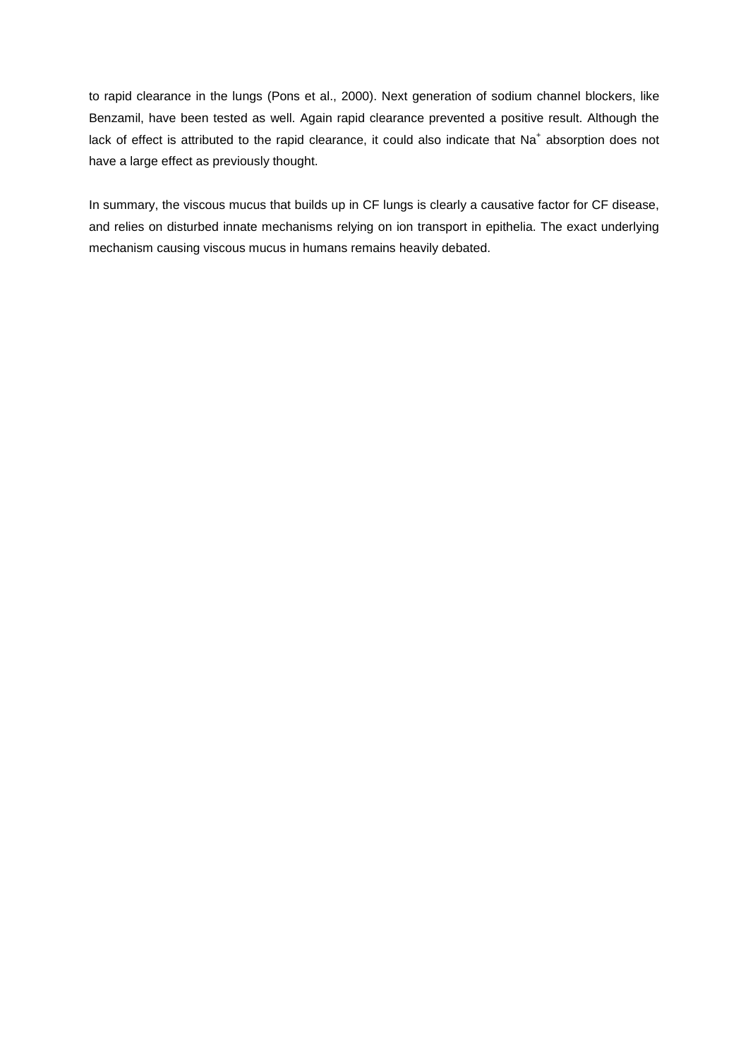to rapid clearance in the lungs (Pons et al., 2000). Next generation of sodium channel blockers, like Benzamil, have been tested as well. Again rapid clearance prevented a positive result. Although the lack of effect is attributed to the rapid clearance, it could also indicate that $Na^+$ absorption does not have a large effect as previously thought.

In summary, the viscous mucus that builds up in CF lungs is clearly a causative factor for CF disease, and relies on disturbed innate mechanisms relying on ion transport in epithelia. The exact underlying mechanism causing viscous mucus in humans remains heavily debated.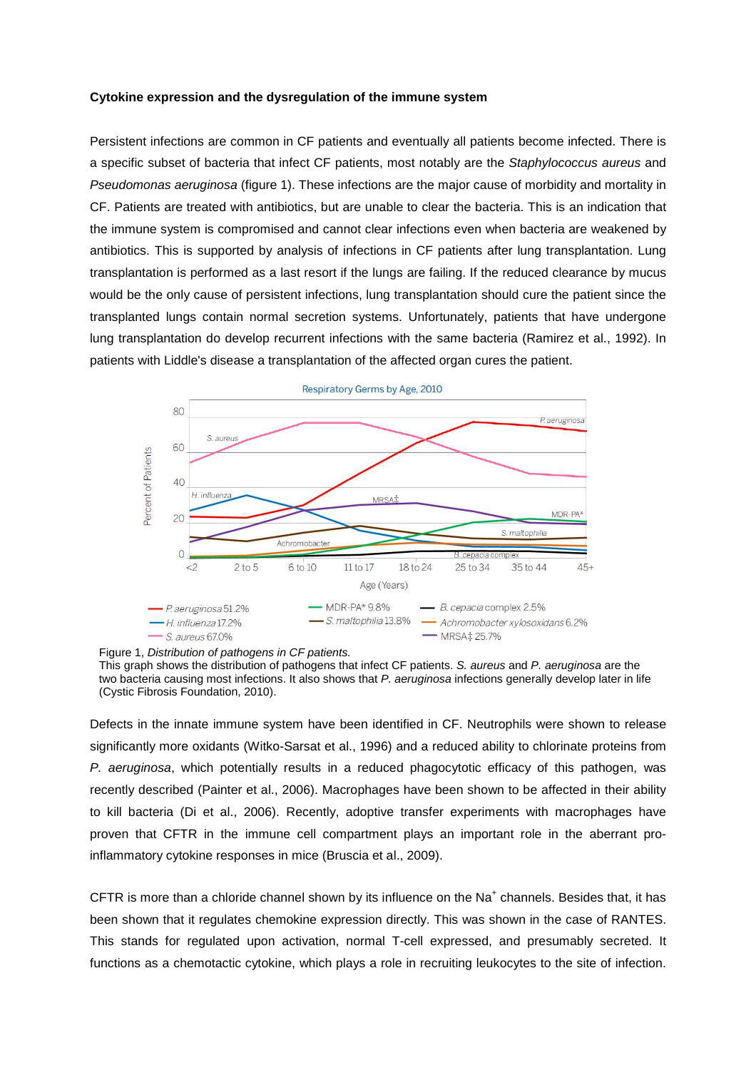**Cytokine expression and the dysregulation of the immune system**

Persistent infections are common in CF patients and eventually all patients become infected. There is a specific subset of bacteria that infect CF patients, most notably are the *Staphylococcus aureus* and *Pseudomonas aeruginosa* (figure 1). These infections are the major cause of morbidity and mortality in CF. Patients are treated with antibiotics, but are unable to clear the bacteria. This is an indication that the immune system is compromised and cannot clear infections even when bacteria are weakened by antibiotics. This is supported by analysis of infections in CF patients after lung transplantation. Lung transplantation is performed as a last resort if the lungs are failing. If the reduced clearance by mucus would be the only cause of persistent infections, lung transplantation should cure the patient since the transplanted lungs contain normal secretion systems. Unfortunately, patients that have undergone lung transplantation do develop recurrent infections with the same bacteria (Ramirez et al., 1992). In patients with Liddle's disease a transplantation of the affected organ cures the patient.

Figure 1, *Distribution of pathogens in CF patients.*
This graph shows the distribution of pathogens that infect CF patients. *S. aureus* and *P. aeruginosa* are the two bacteria causing most infections. It also shows that *P. aeruginosa* infections generally develop later in life (Cystic Fibrosis Foundation, 2010).

Defects in the innate immune system have been identified in CF. Neutrophils were shown to release significantly more oxidants (Witko-Sarsat et al., 1996) and a reduced ability to chlorinate proteins from *P. aeruginosa*, which potentially results in a reduced phagocytotic efficacy of this pathogen, was recently described (Painter et al., 2006). Macrophages have been shown to be affected in their ability to kill bacteria (Di et al., 2006). Recently, adoptive transfer experiments with macrophages have proven that CFTR in the immune cell compartment plays an important role in the aberrant pro-inflammatory cytokine responses in mice (Bruscia et al., 2009).

CFTR is more than a chloride channel shown by its influence on the $Na^+$ channels. Besides that, it has been shown that it regulates chemokine expression directly. This was shown in the case of RANTES. This stands for regulated upon activation, normal T-cell expressed, and presumably secreted. It functions as a chemotactic cytokine, which plays a role in recruiting leukocytes to the site of infection.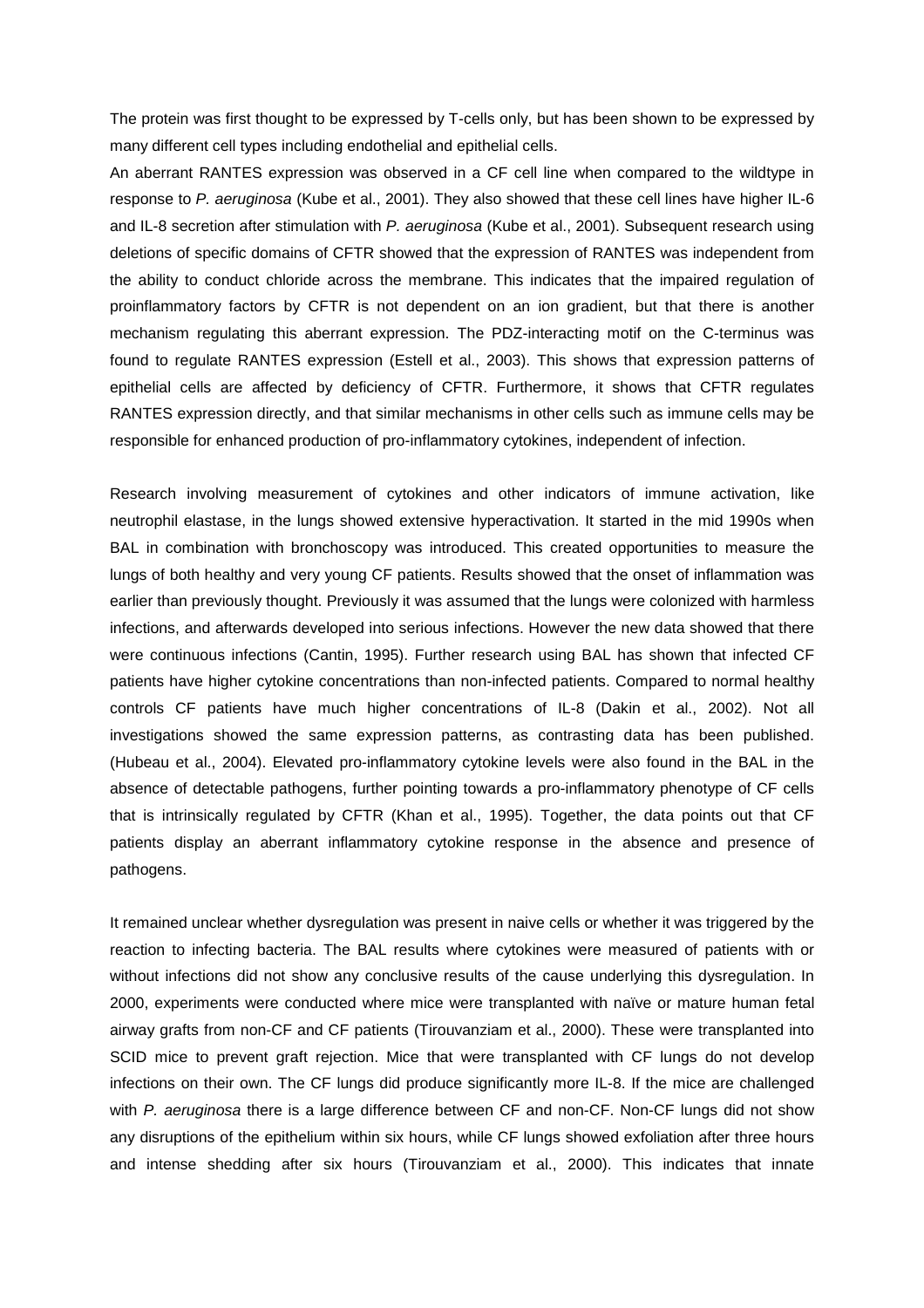The protein was first thought to be expressed by T-cells only, but has been shown to be expressed by many different cell types including endothelial and epithelial cells.
An aberrant RANTES expression was observed in a CF cell line when compared to the wildtype in response to *P. aeruginosa* (Kube et al., 2001). They also showed that these cell lines have higher IL-6 and IL-8 secretion after stimulation with *P. aeruginosa* (Kube et al., 2001). Subsequent research using deletions of specific domains of CFTR showed that the expression of RANTES was independent from the ability to conduct chloride across the membrane. This indicates that the impaired regulation of proinflammatory factors by CFTR is not dependent on an ion gradient, but that there is another mechanism regulating this aberrant expression. The PDZ-interacting motif on the C-terminus was found to regulate RANTES expression (Estell et al., 2003). This shows that expression patterns of epithelial cells are affected by deficiency of CFTR. Furthermore, it shows that CFTR regulates RANTES expression directly, and that similar mechanisms in other cells such as immune cells may be responsible for enhanced production of pro-inflammatory cytokines, independent of infection.

Research involving measurement of cytokines and other indicators of immune activation, like neutrophil elastase, in the lungs showed extensive hyperactivation. It started in the mid 1990s when BAL in combination with bronchoscopy was introduced. This created opportunities to measure the lungs of both healthy and very young CF patients. Results showed that the onset of inflammation was earlier than previously thought. Previously it was assumed that the lungs were colonized with harmless infections, and afterwards developed into serious infections. However the new data showed that there were continuous infections (Cantin, 1995). Further research using BAL has shown that infected CF patients have higher cytokine concentrations than non-infected patients. Compared to normal healthy controls CF patients have much higher concentrations of IL-8 (Dakin et al., 2002). Not all investigations showed the same expression patterns, as contrasting data has been published. (Hubeau et al., 2004). Elevated pro-inflammatory cytokine levels were also found in the BAL in the absence of detectable pathogens, further pointing towards a pro-inflammatory phenotype of CF cells that is intrinsically regulated by CFTR (Khan et al., 1995). Together, the data points out that CF patients display an aberrant inflammatory cytokine response in the absence and presence of pathogens.

It remained unclear whether dysregulation was present in naive cells or whether it was triggered by the reaction to infecting bacteria. The BAL results where cytokines were measured of patients with or without infections did not show any conclusive results of the cause underlying this dysregulation. In 2000, experiments were conducted where mice were transplanted with naïve or mature human fetal airway grafts from non-CF and CF patients (Tirouvanziam et al., 2000). These were transplanted into SCID mice to prevent graft rejection. Mice that were transplanted with CF lungs do not develop infections on their own. The CF lungs did produce significantly more IL-8. If the mice are challenged with *P. aeruginosa* there is a large difference between CF and non-CF. Non-CF lungs did not show any disruptions of the epithelium within six hours, while CF lungs showed exfoliation after three hours and intense shedding after six hours (Tirouvanziam et al., 2000). This indicates that innate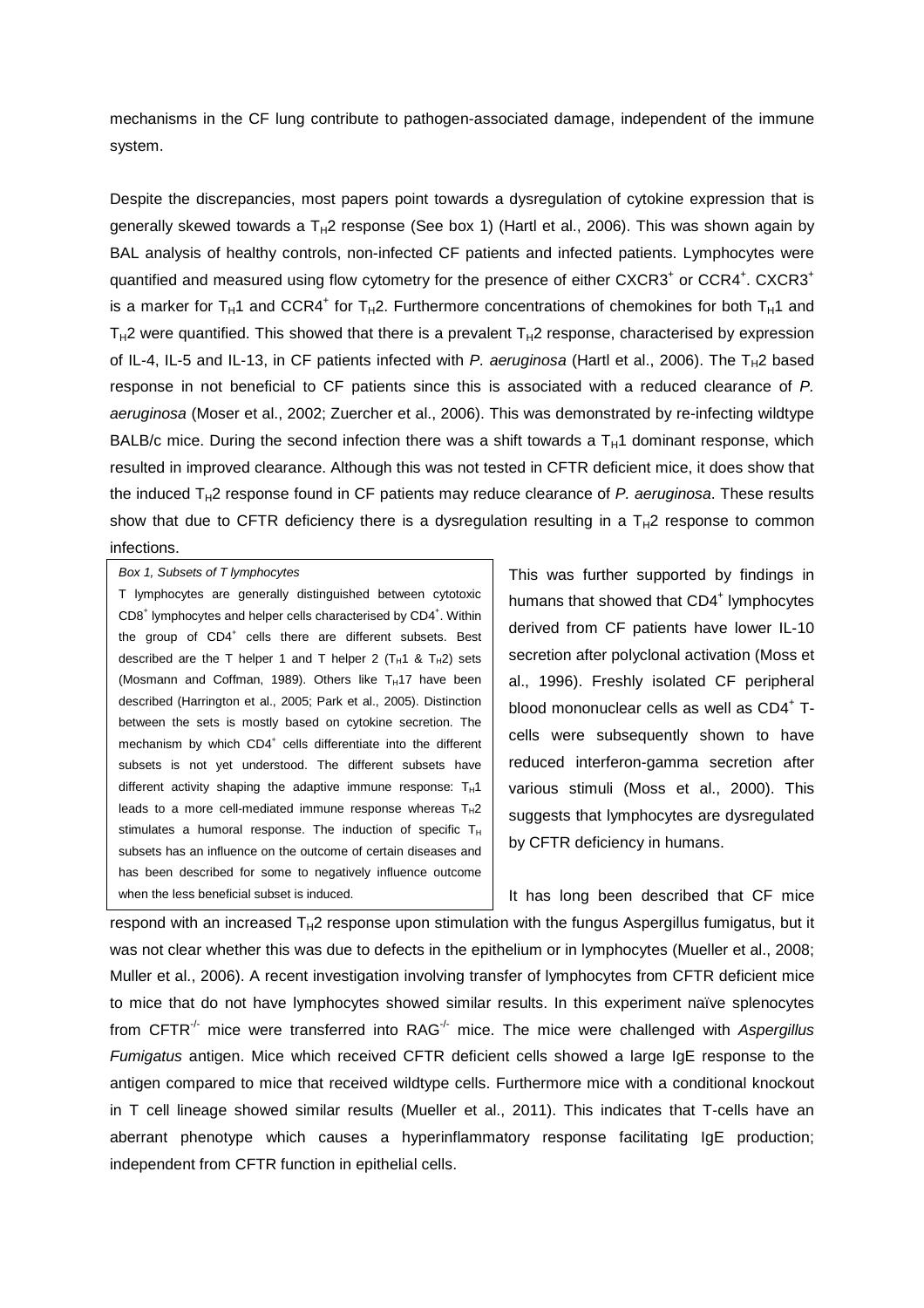mechanisms in the CF lung contribute to pathogen-associated damage, independent of the immune system.

Despite the discrepancies, most papers point towards a dysregulation of cytokine expression that is generally skewed towards a $T_H2$ response (See box 1) (Hartl et al., 2006). This was shown again by BAL analysis of healthy controls, non-infected CF patients and infected patients. Lymphocytes were quantified and measured using flow cytometry for the presence of either $CXCR3^+$ or $CCR4^+$. $CXCR3^+$ is a marker for $T_H1$ and $CCR4^+$ for $T_H2$. Furthermore concentrations of chemokines for both $T_H1$ and $T_H2$ were quantified. This showed that there is a prevalent $T_H2$ response, characterised by expression of IL-4, IL-5 and IL-13, in CF patients infected with *P. aeruginosa* (Hartl et al., 2006). The $T_H2$ based response in not beneficial to CF patients since this is associated with a reduced clearance of *P. aeruginosa* (Moser et al., 2002; Zuercher et al., 2006). This was demonstrated by re-infecting wildtype BALB/c mice. During the second infection there was a shift towards a $T_H1$ dominant response, which resulted in improved clearance. Although this was not tested in CFTR deficient mice, it does show that the induced $T_H2$ response found in CF patients may reduce clearance of *P. aeruginosa*. These results show that due to CFTR deficiency there is a dysregulation resulting in a $T_H2$ response to common infections.

> *Box 1, Subsets of T lymphocytes*
>
> T lymphocytes are generally distinguished between cytotoxic $CD8^+$ lymphocytes and helper cells characterised by $CD4^+$. Within the group of $CD4^+$ cells there are different subsets. Best described are the T helper 1 and T helper 2 ($T_H1$ & $T_H2$) sets (Mosmann and Coffman, 1989). Others like $T_H17$ have been described (Harrington et al., 2005; Park et al., 2005). Distinction between the sets is mostly based on cytokine secretion. The mechanism by which $CD4^+$ cells differentiate into the different subsets is not yet understood. The different subsets have different activity shaping the adaptive immune response: $T_H1$ leads to a more cell-mediated immune response whereas $T_H2$ stimulates a humoral response. The induction of specific $T_H$ subsets has an influence on the outcome of certain diseases and has been described for some to negatively influence outcome when the less beneficial subset is induced.

This was further supported by findings in humans that showed that $CD4^+$ lymphocytes derived from CF patients have lower IL-10 secretion after polyclonal activation (Moss et al., 1996). Freshly isolated CF peripheral blood mononuclear cells as well as $CD4^+$ T-cells were subsequently shown to have reduced interferon-gamma secretion after various stimuli (Moss et al., 2000). This suggests that lymphocytes are dysregulated by CFTR deficiency in humans.

It has long been described that CF mice respond with an increased $T_H2$ response upon stimulation with the fungus Aspergillus fumigatus, but it was not clear whether this was due to defects in the epithelium or in lymphocytes (Mueller et al., 2008; Muller et al., 2006). A recent investigation involving transfer of lymphocytes from CFTR deficient mice to mice that do not have lymphocytes showed similar results. In this experiment naïve splenocytes from $CFTR^{-/-}$ mice were transferred into $RAG^{-/-}$ mice. The mice were challenged with *Aspergillus Fumigatus* antigen. Mice which received CFTR deficient cells showed a large IgE response to the antigen compared to mice that received wildtype cells. Furthermore mice with a conditional knockout in T cell lineage showed similar results (Mueller et al., 2011). This indicates that T-cells have an aberrant phenotype which causes a hyperinflammatory response facilitating IgE production; independent from CFTR function in epithelial cells.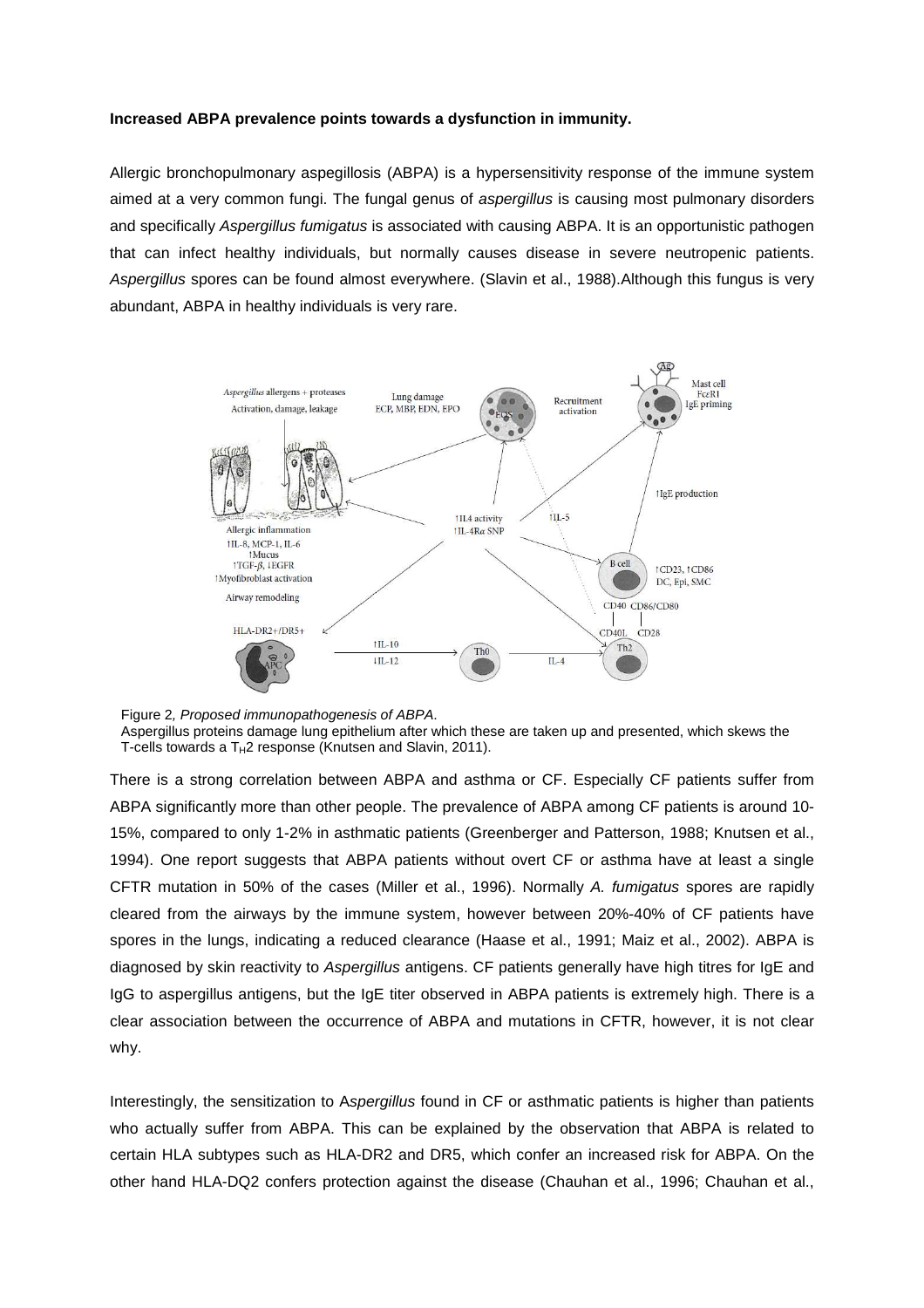**Increased ABPA prevalence points towards a dysfunction in immunity.**

Allergic bronchopulmonary aspegillosis (ABPA) is a hypersensitivity response of the immune system aimed at a very common fungi. The fungal genus of *aspergillus* is causing most pulmonary disorders and specifically *Aspergillus fumigatus* is associated with causing ABPA. It is an opportunistic pathogen that can infect healthy individuals, but normally causes disease in severe neutropenic patients. *Aspergillus* spores can be found almost everywhere. (Slavin et al., 1988).Although this fungus is very abundant, ABPA in healthy individuals is very rare.

Figure 2*, Proposed immunopathogenesis of ABPA*.
Aspergillus proteins damage lung epithelium after which these are taken up and presented, which skews the T-cells towards a $T_H2$ response (Knutsen and Slavin, 2011).

There is a strong correlation between ABPA and asthma or CF. Especially CF patients suffer from ABPA significantly more than other people. The prevalence of ABPA among CF patients is around 10-15%, compared to only 1-2% in asthmatic patients (Greenberger and Patterson, 1988; Knutsen et al., 1994). One report suggests that ABPA patients without overt CF or asthma have at least a single CFTR mutation in 50% of the cases (Miller et al., 1996). Normally *A. fumigatus* spores are rapidly cleared from the airways by the immune system, however between 20%-40% of CF patients have spores in the lungs, indicating a reduced clearance (Haase et al., 1991; Maiz et al., 2002). ABPA is diagnosed by skin reactivity to *Aspergillus* antigens. CF patients generally have high titres for IgE and IgG to aspergillus antigens, but the IgE titer observed in ABPA patients is extremely high. There is a clear association between the occurrence of ABPA and mutations in CFTR, however, it is not clear why.

Interestingly, the sensitization to A*spergillus* found in CF or asthmatic patients is higher than patients who actually suffer from ABPA. This can be explained by the observation that ABPA is related to certain HLA subtypes such as HLA-DR2 and DR5, which confer an increased risk for ABPA. On the other hand HLA-DQ2 confers protection against the disease (Chauhan et al., 1996; Chauhan et al.,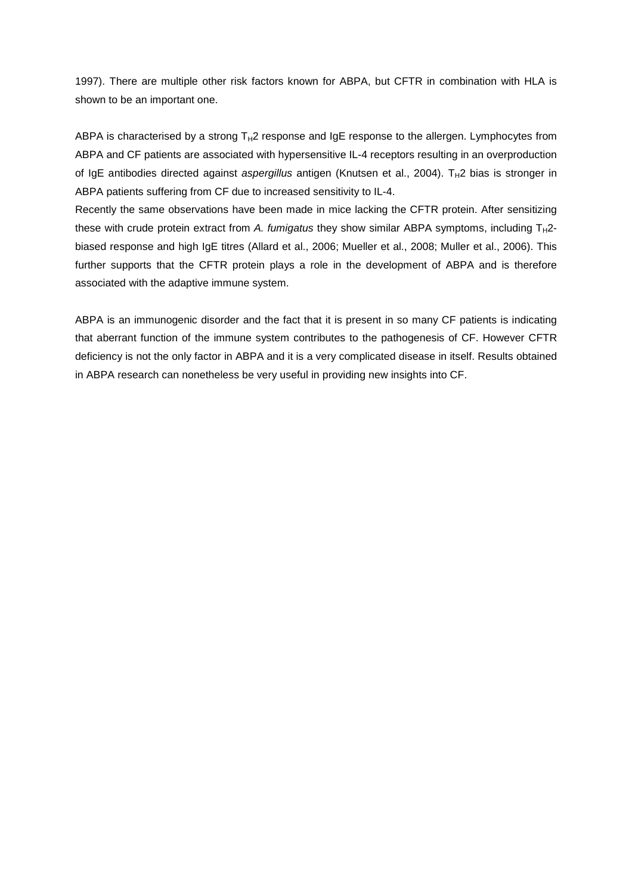1997). There are multiple other risk factors known for ABPA, but CFTR in combination with HLA is shown to be an important one.

ABPA is characterised by a strong $T_H2$ response and IgE response to the allergen. Lymphocytes from ABPA and CF patients are associated with hypersensitive IL-4 receptors resulting in an overproduction of IgE antibodies directed against *aspergillus* antigen (Knutsen et al., 2004). $T_H2$ bias is stronger in ABPA patients suffering from CF due to increased sensitivity to IL-4.

Recently the same observations have been made in mice lacking the CFTR protein. After sensitizing these with crude protein extract from *A. fumigatus* they show similar ABPA symptoms, including $T_H2$-biased response and high IgE titres (Allard et al., 2006; Mueller et al., 2008; Muller et al., 2006). This further supports that the CFTR protein plays a role in the development of ABPA and is therefore associated with the adaptive immune system.

ABPA is an immunogenic disorder and the fact that it is present in so many CF patients is indicating that aberrant function of the immune system contributes to the pathogenesis of CF. However CFTR deficiency is not the only factor in ABPA and it is a very complicated disease in itself. Results obtained in ABPA research can nonetheless be very useful in providing new insights into CF.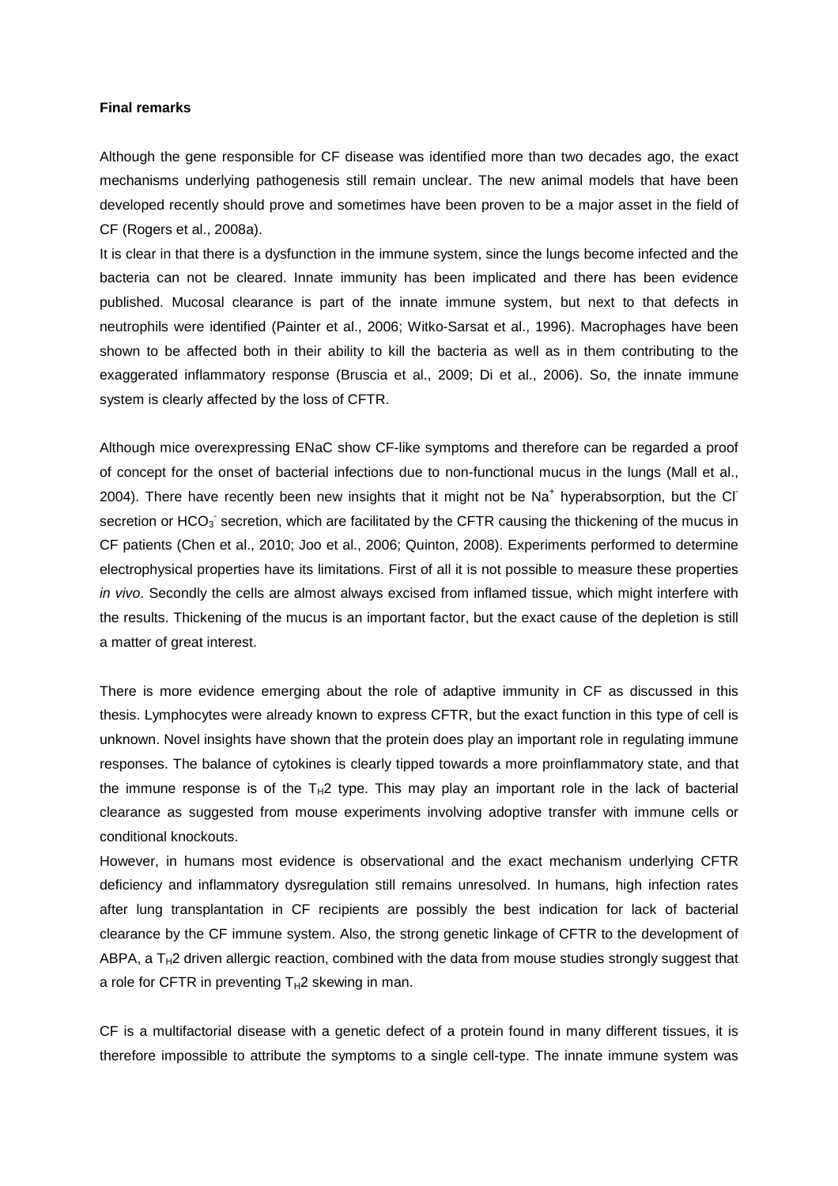**Final remarks**

Although the gene responsible for CF disease was identified more than two decades ago, the exact mechanisms underlying pathogenesis still remain unclear. The new animal models that have been developed recently should prove and sometimes have been proven to be a major asset in the field of CF (Rogers et al., 2008a).

It is clear in that there is a dysfunction in the immune system, since the lungs become infected and the bacteria can not be cleared. Innate immunity has been implicated and there has been evidence published. Mucosal clearance is part of the innate immune system, but next to that defects in neutrophils were identified (Painter et al., 2006; Witko-Sarsat et al., 1996). Macrophages have been shown to be affected both in their ability to kill the bacteria as well as in them contributing to the exaggerated inflammatory response (Bruscia et al., 2009; Di et al., 2006). So, the innate immune system is clearly affected by the loss of CFTR.

Although mice overexpressing ENaC show CF-like symptoms and therefore can be regarded a proof of concept for the onset of bacterial infections due to non-functional mucus in the lungs (Mall et al., 2004). There have recently been new insights that it might not be $Na^+$ hyperabsorption, but the $Cl^-$ secretion or $HCO_3^-$ secretion, which are facilitated by the CFTR causing the thickening of the mucus in CF patients (Chen et al., 2010; Joo et al., 2006; Quinton, 2008). Experiments performed to determine electrophysical properties have its limitations. First of all it is not possible to measure these properties *in vivo*. Secondly the cells are almost always excised from inflamed tissue, which might interfere with the results. Thickening of the mucus is an important factor, but the exact cause of the depletion is still a matter of great interest.

There is more evidence emerging about the role of adaptive immunity in CF as discussed in this thesis. Lymphocytes were already known to express CFTR, but the exact function in this type of cell is unknown. Novel insights have shown that the protein does play an important role in regulating immune responses. The balance of cytokines is clearly tipped towards a more proinflammatory state, and that the immune response is of the $T_H2$ type. This may play an important role in the lack of bacterial clearance as suggested from mouse experiments involving adoptive transfer with immune cells or conditional knockouts.

However, in humans most evidence is observational and the exact mechanism underlying CFTR deficiency and inflammatory dysregulation still remains unresolved. In humans, high infection rates after lung transplantation in CF recipients are possibly the best indication for lack of bacterial clearance by the CF immune system. Also, the strong genetic linkage of CFTR to the development of ABPA, a $T_H2$ driven allergic reaction, combined with the data from mouse studies strongly suggest that a role for CFTR in preventing $T_H2$ skewing in man.

CF is a multifactorial disease with a genetic defect of a protein found in many different tissues, it is therefore impossible to attribute the symptoms to a single cell-type. The innate immune system was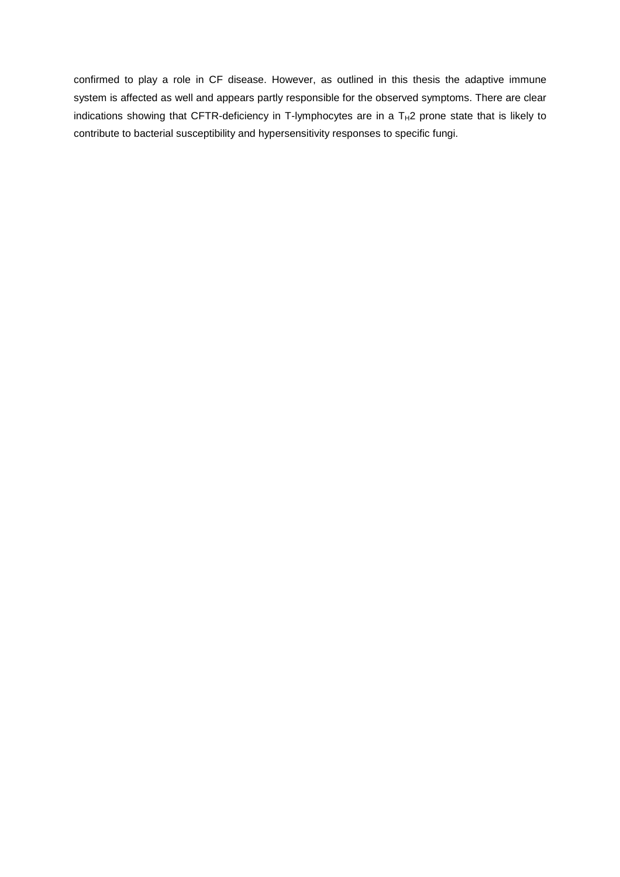confirmed to play a role in CF disease. However, as outlined in this thesis the adaptive immune system is affected as well and appears partly responsible for the observed symptoms. There are clear indications showing that CFTR-deficiency in T-lymphocytes are in a $T_H2$ prone state that is likely to contribute to bacterial susceptibility and hypersensitivity responses to specific fungi.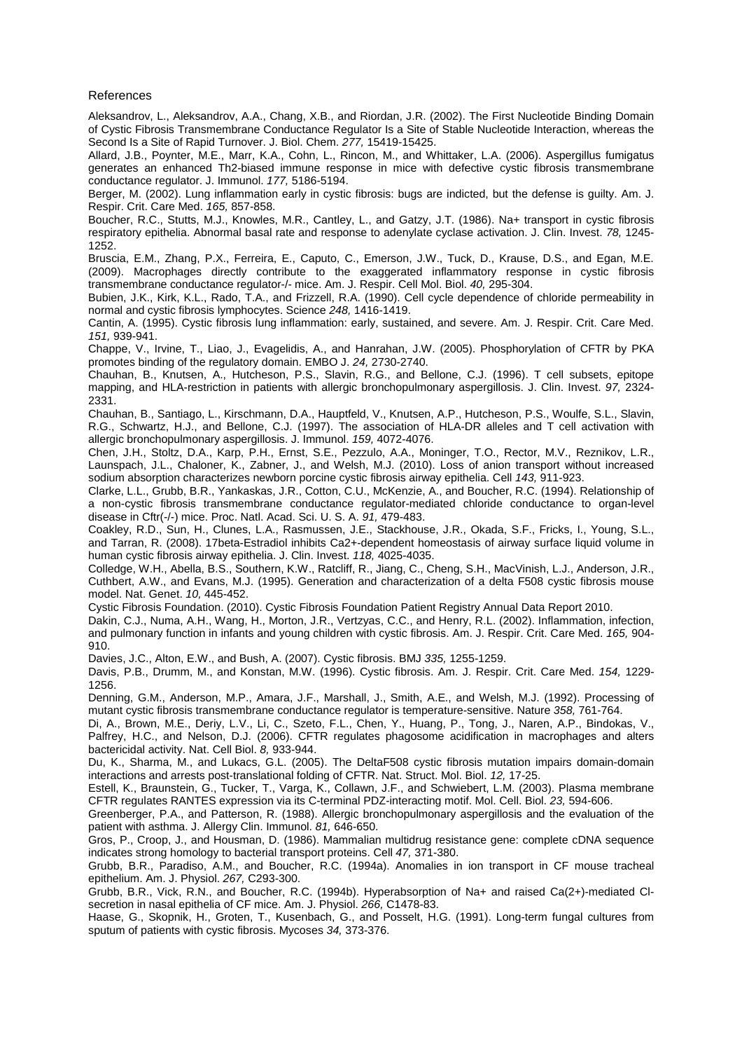References

Aleksandrov, L., Aleksandrov, A.A., Chang, X.B., and Riordan, J.R. (2002). The First Nucleotide Binding Domain of Cystic Fibrosis Transmembrane Conductance Regulator Is a Site of Stable Nucleotide Interaction, whereas the Second Is a Site of Rapid Turnover. J. Biol. Chem. *277,* 15419-15425.

Allard, J.B., Poynter, M.E., Marr, K.A., Cohn, L., Rincon, M., and Whittaker, L.A. (2006). Aspergillus fumigatus generates an enhanced Th2-biased immune response in mice with defective cystic fibrosis transmembrane conductance regulator. J. Immunol. *177,* 5186-5194.

Berger, M. (2002). Lung inflammation early in cystic fibrosis: bugs are indicted, but the defense is guilty. Am. J. Respir. Crit. Care Med. *165,* 857-858.

Boucher, R.C., Stutts, M.J., Knowles, M.R., Cantley, L., and Gatzy, J.T. (1986). Na+ transport in cystic fibrosis respiratory epithelia. Abnormal basal rate and response to adenylate cyclase activation. J. Clin. Invest. *78,* 1245-1252.

Bruscia, E.M., Zhang, P.X., Ferreira, E., Caputo, C., Emerson, J.W., Tuck, D., Krause, D.S., and Egan, M.E. (2009). Macrophages directly contribute to the exaggerated inflammatory response in cystic fibrosis transmembrane conductance regulator-/- mice. Am. J. Respir. Cell Mol. Biol. *40,* 295-304.

Bubien, J.K., Kirk, K.L., Rado, T.A., and Frizzell, R.A. (1990). Cell cycle dependence of chloride permeability in normal and cystic fibrosis lymphocytes. Science *248,* 1416-1419.

Cantin, A. (1995). Cystic fibrosis lung inflammation: early, sustained, and severe. Am. J. Respir. Crit. Care Med. *151,* 939-941.

Chappe, V., Irvine, T., Liao, J., Evagelidis, A., and Hanrahan, J.W. (2005). Phosphorylation of CFTR by PKA promotes binding of the regulatory domain. EMBO J. *24,* 2730-2740.

Chauhan, B., Knutsen, A., Hutcheson, P.S., Slavin, R.G., and Bellone, C.J. (1996). T cell subsets, epitope mapping, and HLA-restriction in patients with allergic bronchopulmonary aspergillosis. J. Clin. Invest. *97,* 2324-2331.

Chauhan, B., Santiago, L., Kirschmann, D.A., Hauptfeld, V., Knutsen, A.P., Hutcheson, P.S., Woulfe, S.L., Slavin, R.G., Schwartz, H.J., and Bellone, C.J. (1997). The association of HLA-DR alleles and T cell activation with allergic bronchopulmonary aspergillosis. J. Immunol. *159,* 4072-4076.

Chen, J.H., Stoltz, D.A., Karp, P.H., Ernst, S.E., Pezzulo, A.A., Moninger, T.O., Rector, M.V., Reznikov, L.R., Launspach, J.L., Chaloner, K., Zabner, J., and Welsh, M.J. (2010). Loss of anion transport without increased sodium absorption characterizes newborn porcine cystic fibrosis airway epithelia. Cell *143,* 911-923.

Clarke, L.L., Grubb, B.R., Yankaskas, J.R., Cotton, C.U., McKenzie, A., and Boucher, R.C. (1994). Relationship of a non-cystic fibrosis transmembrane conductance regulator-mediated chloride conductance to organ-level disease in Cftr(-/-) mice. Proc. Natl. Acad. Sci. U. S. A. *91,* 479-483.

Coakley, R.D., Sun, H., Clunes, L.A., Rasmussen, J.E., Stackhouse, J.R., Okada, S.F., Fricks, I., Young, S.L., and Tarran, R. (2008). 17beta-Estradiol inhibits Ca2+-dependent homeostasis of airway surface liquid volume in human cystic fibrosis airway epithelia. J. Clin. Invest. *118,* 4025-4035.

Colledge, W.H., Abella, B.S., Southern, K.W., Ratcliff, R., Jiang, C., Cheng, S.H., MacVinish, L.J., Anderson, J.R., Cuthbert, A.W., and Evans, M.J. (1995). Generation and characterization of a delta F508 cystic fibrosis mouse model. Nat. Genet. *10,* 445-452.

Cystic Fibrosis Foundation. (2010). Cystic Fibrosis Foundation Patient Registry Annual Data Report 2010.

Dakin, C.J., Numa, A.H., Wang, H., Morton, J.R., Vertzyas, C.C., and Henry, R.L. (2002). Inflammation, infection, and pulmonary function in infants and young children with cystic fibrosis. Am. J. Respir. Crit. Care Med. *165,* 904-910.

Davies, J.C., Alton, E.W., and Bush, A. (2007). Cystic fibrosis. BMJ *335,* 1255-1259.

Davis, P.B., Drumm, M., and Konstan, M.W. (1996). Cystic fibrosis. Am. J. Respir. Crit. Care Med. *154,* 1229-1256.

Denning, G.M., Anderson, M.P., Amara, J.F., Marshall, J., Smith, A.E., and Welsh, M.J. (1992). Processing of mutant cystic fibrosis transmembrane conductance regulator is temperature-sensitive. Nature *358,* 761-764.

Di, A., Brown, M.E., Deriy, L.V., Li, C., Szeto, F.L., Chen, Y., Huang, P., Tong, J., Naren, A.P., Bindokas, V., Palfrey, H.C., and Nelson, D.J. (2006). CFTR regulates phagosome acidification in macrophages and alters bactericidal activity. Nat. Cell Biol. *8,* 933-944.

Du, K., Sharma, M., and Lukacs, G.L. (2005). The DeltaF508 cystic fibrosis mutation impairs domain-domain interactions and arrests post-translational folding of CFTR. Nat. Struct. Mol. Biol. *12,* 17-25.

Estell, K., Braunstein, G., Tucker, T., Varga, K., Collawn, J.F., and Schwiebert, L.M. (2003). Plasma membrane CFTR regulates RANTES expression via its C-terminal PDZ-interacting motif. Mol. Cell. Biol. *23,* 594-606.

Greenberger, P.A., and Patterson, R. (1988). Allergic bronchopulmonary aspergillosis and the evaluation of the patient with asthma. J. Allergy Clin. Immunol. *81,* 646-650.

Gros, P., Croop, J., and Housman, D. (1986). Mammalian multidrug resistance gene: complete cDNA sequence indicates strong homology to bacterial transport proteins. Cell *47,* 371-380.

Grubb, B.R., Paradiso, A.M., and Boucher, R.C. (1994a). Anomalies in ion transport in CF mouse tracheal epithelium. Am. J. Physiol. *267,* C293-300.

Grubb, B.R., Vick, R.N., and Boucher, R.C. (1994b). Hyperabsorption of Na+ and raised Ca(2+)-mediated Cl-secretion in nasal epithelia of CF mice. Am. J. Physiol. *266,* C1478-83.

Haase, G., Skopnik, H., Groten, T., Kusenbach, G., and Posselt, H.G. (1991). Long-term fungal cultures from sputum of patients with cystic fibrosis. Mycoses *34,* 373-376.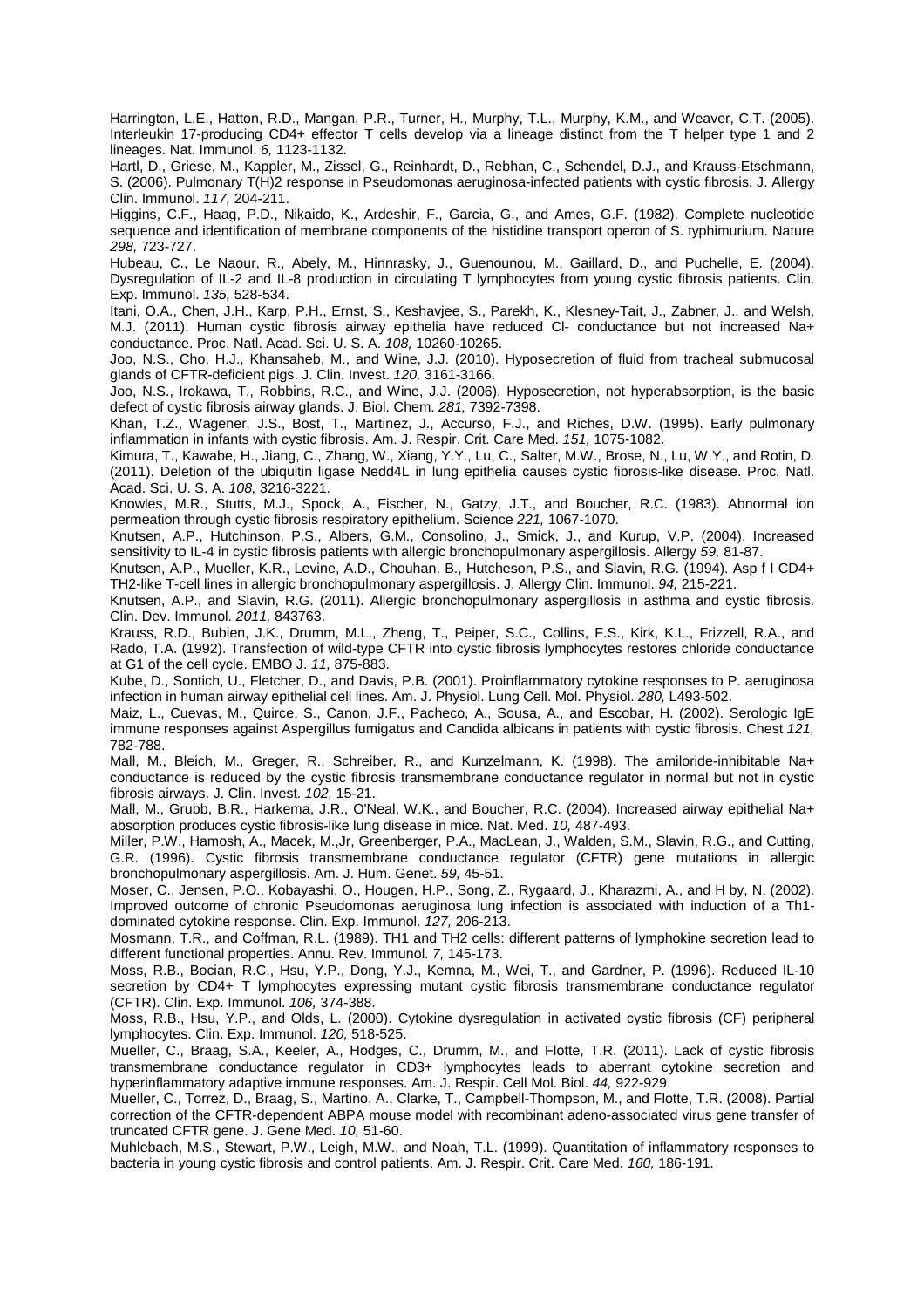Harrington, L.E., Hatton, R.D., Mangan, P.R., Turner, H., Murphy, T.L., Murphy, K.M., and Weaver, C.T. (2005). Interleukin 17-producing CD4+ effector T cells develop via a lineage distinct from the T helper type 1 and 2 lineages. Nat. Immunol. *6,* 1123-1132.

Hartl, D., Griese, M., Kappler, M., Zissel, G., Reinhardt, D., Rebhan, C., Schendel, D.J., and Krauss-Etschmann, S. (2006). Pulmonary T(H)2 response in Pseudomonas aeruginosa-infected patients with cystic fibrosis. J. Allergy Clin. Immunol. *117,* 204-211.

Higgins, C.F., Haag, P.D., Nikaido, K., Ardeshir, F., Garcia, G., and Ames, G.F. (1982). Complete nucleotide sequence and identification of membrane components of the histidine transport operon of S. typhimurium. Nature *298,* 723-727.

Hubeau, C., Le Naour, R., Abely, M., Hinnrasky, J., Guenounou, M., Gaillard, D., and Puchelle, E. (2004). Dysregulation of IL-2 and IL-8 production in circulating T lymphocytes from young cystic fibrosis patients. Clin. Exp. Immunol. *135,* 528-534.

Itani, O.A., Chen, J.H., Karp, P.H., Ernst, S., Keshavjee, S., Parekh, K., Klesney-Tait, J., Zabner, J., and Welsh, M.J. (2011). Human cystic fibrosis airway epithelia have reduced Cl- conductance but not increased Na+ conductance. Proc. Natl. Acad. Sci. U. S. A. *108,* 10260-10265.

Joo, N.S., Cho, H.J., Khansaheb, M., and Wine, J.J. (2010). Hyposecretion of fluid from tracheal submucosal glands of CFTR-deficient pigs. J. Clin. Invest. *120,* 3161-3166.

Joo, N.S., Irokawa, T., Robbins, R.C., and Wine, J.J. (2006). Hyposecretion, not hyperabsorption, is the basic defect of cystic fibrosis airway glands. J. Biol. Chem. *281,* 7392-7398.

Khan, T.Z., Wagener, J.S., Bost, T., Martinez, J., Accurso, F.J., and Riches, D.W. (1995). Early pulmonary inflammation in infants with cystic fibrosis. Am. J. Respir. Crit. Care Med. *151,* 1075-1082.

Kimura, T., Kawabe, H., Jiang, C., Zhang, W., Xiang, Y.Y., Lu, C., Salter, M.W., Brose, N., Lu, W.Y., and Rotin, D. (2011). Deletion of the ubiquitin ligase Nedd4L in lung epithelia causes cystic fibrosis-like disease. Proc. Natl. Acad. Sci. U. S. A. *108,* 3216-3221.

Knowles, M.R., Stutts, M.J., Spock, A., Fischer, N., Gatzy, J.T., and Boucher, R.C. (1983). Abnormal ion permeation through cystic fibrosis respiratory epithelium. Science *221,* 1067-1070.

Knutsen, A.P., Hutchinson, P.S., Albers, G.M., Consolino, J., Smick, J., and Kurup, V.P. (2004). Increased sensitivity to IL-4 in cystic fibrosis patients with allergic bronchopulmonary aspergillosis. Allergy *59,* 81-87.

Knutsen, A.P., Mueller, K.R., Levine, A.D., Chouhan, B., Hutcheson, P.S., and Slavin, R.G. (1994). Asp f I CD4+ TH2-like T-cell lines in allergic bronchopulmonary aspergillosis. J. Allergy Clin. Immunol. *94,* 215-221.

Knutsen, A.P., and Slavin, R.G. (2011). Allergic bronchopulmonary aspergillosis in asthma and cystic fibrosis. Clin. Dev. Immunol. *2011,* 843763.

Krauss, R.D., Bubien, J.K., Drumm, M.L., Zheng, T., Peiper, S.C., Collins, F.S., Kirk, K.L., Frizzell, R.A., and Rado, T.A. (1992). Transfection of wild-type CFTR into cystic fibrosis lymphocytes restores chloride conductance at G1 of the cell cycle. EMBO J. *11,* 875-883.

Kube, D., Sontich, U., Fletcher, D., and Davis, P.B. (2001). Proinflammatory cytokine responses to P. aeruginosa infection in human airway epithelial cell lines. Am. J. Physiol. Lung Cell. Mol. Physiol. *280,* L493-502.

Maiz, L., Cuevas, M., Quirce, S., Canon, J.F., Pacheco, A., Sousa, A., and Escobar, H. (2002). Serologic IgE immune responses against Aspergillus fumigatus and Candida albicans in patients with cystic fibrosis. Chest *121,* 782-788.

Mall, M., Bleich, M., Greger, R., Schreiber, R., and Kunzelmann, K. (1998). The amiloride-inhibitable Na+ conductance is reduced by the cystic fibrosis transmembrane conductance regulator in normal but not in cystic fibrosis airways. J. Clin. Invest. *102,* 15-21.

Mall, M., Grubb, B.R., Harkema, J.R., O'Neal, W.K., and Boucher, R.C. (2004). Increased airway epithelial Na+ absorption produces cystic fibrosis-like lung disease in mice. Nat. Med. *10,* 487-493.

Miller, P.W., Hamosh, A., Macek, M.,Jr, Greenberger, P.A., MacLean, J., Walden, S.M., Slavin, R.G., and Cutting, G.R. (1996). Cystic fibrosis transmembrane conductance regulator (CFTR) gene mutations in allergic bronchopulmonary aspergillosis. Am. J. Hum. Genet. *59,* 45-51.

Moser, C., Jensen, P.O., Kobayashi, O., Hougen, H.P., Song, Z., Rygaard, J., Kharazmi, A., and H by, N. (2002). Improved outcome of chronic Pseudomonas aeruginosa lung infection is associated with induction of a Th1-dominated cytokine response. Clin. Exp. Immunol. *127,* 206-213.

Mosmann, T.R., and Coffman, R.L. (1989). TH1 and TH2 cells: different patterns of lymphokine secretion lead to different functional properties. Annu. Rev. Immunol. *7,* 145-173.

Moss, R.B., Bocian, R.C., Hsu, Y.P., Dong, Y.J., Kemna, M., Wei, T., and Gardner, P. (1996). Reduced IL-10 secretion by CD4+ T lymphocytes expressing mutant cystic fibrosis transmembrane conductance regulator (CFTR). Clin. Exp. Immunol. *106,* 374-388.

Moss, R.B., Hsu, Y.P., and Olds, L. (2000). Cytokine dysregulation in activated cystic fibrosis (CF) peripheral lymphocytes. Clin. Exp. Immunol. *120,* 518-525.

Mueller, C., Braag, S.A., Keeler, A., Hodges, C., Drumm, M., and Flotte, T.R. (2011). Lack of cystic fibrosis transmembrane conductance regulator in CD3+ lymphocytes leads to aberrant cytokine secretion and hyperinflammatory adaptive immune responses. Am. J. Respir. Cell Mol. Biol. *44,* 922-929.

Mueller, C., Torrez, D., Braag, S., Martino, A., Clarke, T., Campbell-Thompson, M., and Flotte, T.R. (2008). Partial correction of the CFTR-dependent ABPA mouse model with recombinant adeno-associated virus gene transfer of truncated CFTR gene. J. Gene Med. *10,* 51-60.

Muhlebach, M.S., Stewart, P.W., Leigh, M.W., and Noah, T.L. (1999). Quantitation of inflammatory responses to bacteria in young cystic fibrosis and control patients. Am. J. Respir. Crit. Care Med. *160,* 186-191.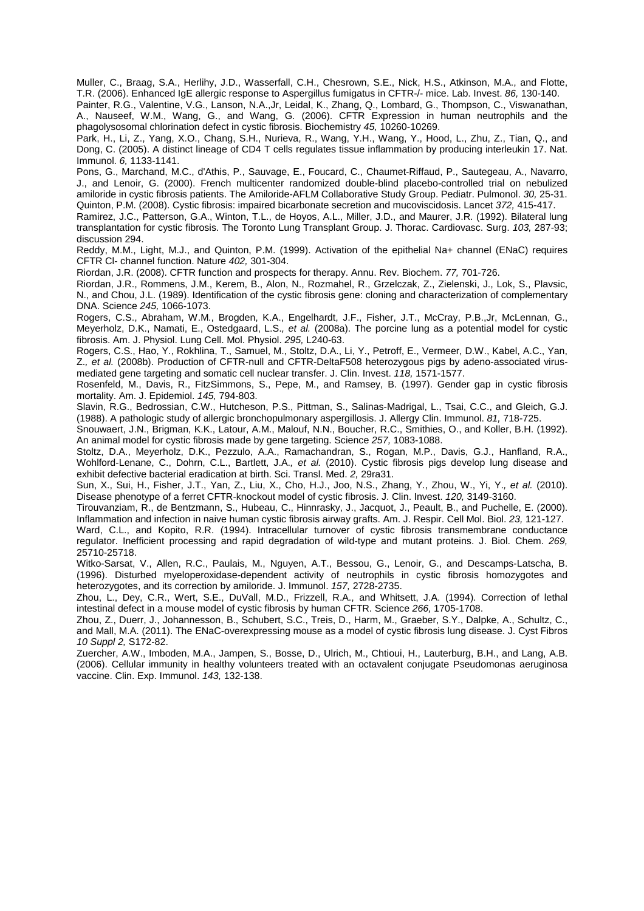Muller, C., Braag, S.A., Herlihy, J.D., Wasserfall, C.H., Chesrown, S.E., Nick, H.S., Atkinson, M.A., and Flotte, T.R. (2006). Enhanced IgE allergic response to Aspergillus fumigatus in CFTR-/- mice. Lab. Invest. *86,* 130-140.

Painter, R.G., Valentine, V.G., Lanson, N.A.,Jr, Leidal, K., Zhang, Q., Lombard, G., Thompson, C., Viswanathan, A., Nauseef, W.M., Wang, G., and Wang, G. (2006). CFTR Expression in human neutrophils and the phagolysosomal chlorination defect in cystic fibrosis. Biochemistry *45,* 10260-10269.

Park, H., Li, Z., Yang, X.O., Chang, S.H., Nurieva, R., Wang, Y.H., Wang, Y., Hood, L., Zhu, Z., Tian, Q., and Dong, C. (2005). A distinct lineage of CD4 T cells regulates tissue inflammation by producing interleukin 17. Nat. Immunol. *6,* 1133-1141.

Pons, G., Marchand, M.C., d'Athis, P., Sauvage, E., Foucard, C., Chaumet-Riffaud, P., Sautegeau, A., Navarro, J., and Lenoir, G. (2000). French multicenter randomized double-blind placebo-controlled trial on nebulized amiloride in cystic fibrosis patients. The Amiloride-AFLM Collaborative Study Group. Pediatr. Pulmonol. *30,* 25-31.

Quinton, P.M. (2008). Cystic fibrosis: impaired bicarbonate secretion and mucoviscidosis. Lancet *372,* 415-417.

Ramirez, J.C., Patterson, G.A., Winton, T.L., de Hoyos, A.L., Miller, J.D., and Maurer, J.R. (1992). Bilateral lung transplantation for cystic fibrosis. The Toronto Lung Transplant Group. J. Thorac. Cardiovasc. Surg. *103,* 287-93; discussion 294.

Reddy, M.M., Light, M.J., and Quinton, P.M. (1999). Activation of the epithelial Na+ channel (ENaC) requires CFTR Cl- channel function. Nature *402,* 301-304.

Riordan, J.R. (2008). CFTR function and prospects for therapy. Annu. Rev. Biochem. *77,* 701-726.

Riordan, J.R., Rommens, J.M., Kerem, B., Alon, N., Rozmahel, R., Grzelczak, Z., Zielenski, J., Lok, S., Plavsic, N., and Chou, J.L. (1989). Identification of the cystic fibrosis gene: cloning and characterization of complementary DNA. Science *245,* 1066-1073.

Rogers, C.S., Abraham, W.M., Brogden, K.A., Engelhardt, J.F., Fisher, J.T., McCray, P.B.,Jr, McLennan, G., Meyerholz, D.K., Namati, E., Ostedgaard, L.S.*, et al.* (2008a). The porcine lung as a potential model for cystic fibrosis. Am. J. Physiol. Lung Cell. Mol. Physiol. *295,* L240-63.

Rogers, C.S., Hao, Y., Rokhlina, T., Samuel, M., Stoltz, D.A., Li, Y., Petroff, E., Vermeer, D.W., Kabel, A.C., Yan, Z.*, et al.* (2008b). Production of CFTR-null and CFTR-DeltaF508 heterozygous pigs by adeno-associated virus-mediated gene targeting and somatic cell nuclear transfer. J. Clin. Invest. *118,* 1571-1577.

Rosenfeld, M., Davis, R., FitzSimmons, S., Pepe, M., and Ramsey, B. (1997). Gender gap in cystic fibrosis mortality. Am. J. Epidemiol. *145,* 794-803.

Slavin, R.G., Bedrossian, C.W., Hutcheson, P.S., Pittman, S., Salinas-Madrigal, L., Tsai, C.C., and Gleich, G.J. (1988). A pathologic study of allergic bronchopulmonary aspergillosis. J. Allergy Clin. Immunol. *81,* 718-725.

Snouwaert, J.N., Brigman, K.K., Latour, A.M., Malouf, N.N., Boucher, R.C., Smithies, O., and Koller, B.H. (1992). An animal model for cystic fibrosis made by gene targeting. Science *257,* 1083-1088.

Stoltz, D.A., Meyerholz, D.K., Pezzulo, A.A., Ramachandran, S., Rogan, M.P., Davis, G.J., Hanfland, R.A., Wohlford-Lenane, C., Dohrn, C.L., Bartlett, J.A.*, et al.* (2010). Cystic fibrosis pigs develop lung disease and exhibit defective bacterial eradication at birth. Sci. Transl. Med. *2,* 29ra31.

Sun, X., Sui, H., Fisher, J.T., Yan, Z., Liu, X., Cho, H.J., Joo, N.S., Zhang, Y., Zhou, W., Yi, Y.*, et al.* (2010). Disease phenotype of a ferret CFTR-knockout model of cystic fibrosis. J. Clin. Invest. *120,* 3149-3160.

Tirouvanziam, R., de Bentzmann, S., Hubeau, C., Hinnrasky, J., Jacquot, J., Peault, B., and Puchelle, E. (2000). Inflammation and infection in naive human cystic fibrosis airway grafts. Am. J. Respir. Cell Mol. Biol. *23,* 121-127.

Ward, C.L., and Kopito, R.R. (1994). Intracellular turnover of cystic fibrosis transmembrane conductance regulator. Inefficient processing and rapid degradation of wild-type and mutant proteins. J. Biol. Chem. *269,* 25710-25718.

Witko-Sarsat, V., Allen, R.C., Paulais, M., Nguyen, A.T., Bessou, G., Lenoir, G., and Descamps-Latscha, B. (1996). Disturbed myeloperoxidase-dependent activity of neutrophils in cystic fibrosis homozygotes and heterozygotes, and its correction by amiloride. J. Immunol. *157,* 2728-2735.

Zhou, L., Dey, C.R., Wert, S.E., DuVall, M.D., Frizzell, R.A., and Whitsett, J.A. (1994). Correction of lethal intestinal defect in a mouse model of cystic fibrosis by human CFTR. Science *266,* 1705-1708.

Zhou, Z., Duerr, J., Johannesson, B., Schubert, S.C., Treis, D., Harm, M., Graeber, S.Y., Dalpke, A., Schultz, C., and Mall, M.A. (2011). The ENaC-overexpressing mouse as a model of cystic fibrosis lung disease. J. Cyst Fibros *10 Suppl 2,* S172-82.

Zuercher, A.W., Imboden, M.A., Jampen, S., Bosse, D., Ulrich, M., Chtioui, H., Lauterburg, B.H., and Lang, A.B. (2006). Cellular immunity in healthy volunteers treated with an octavalent conjugate Pseudomonas aeruginosa vaccine. Clin. Exp. Immunol. *143,* 132-138.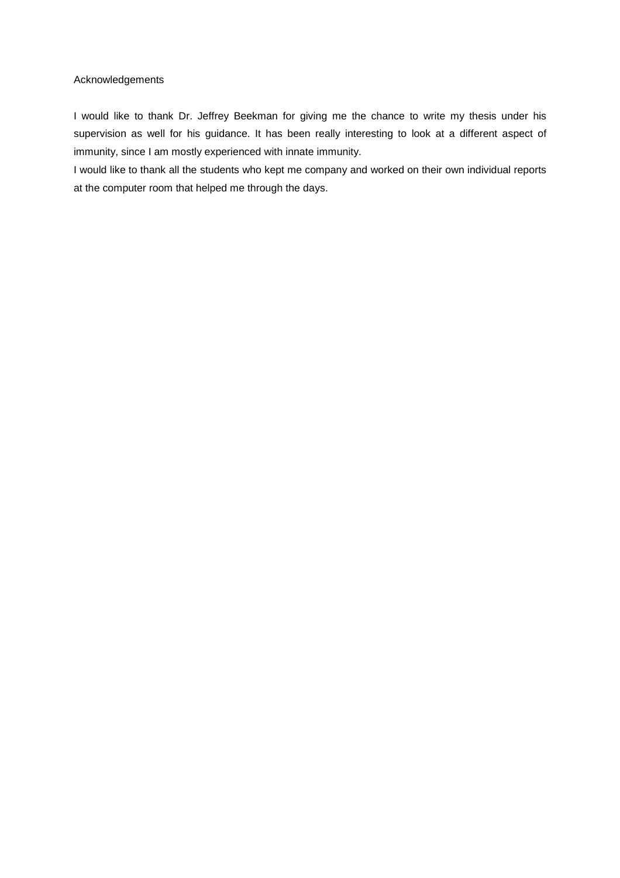# Acknowledgements

I would like to thank Dr. Jeffrey Beekman for giving me the chance to write my thesis under his supervision as well for his guidance. It has been really interesting to look at a different aspect of immunity, since I am mostly experienced with innate immunity.

I would like to thank all the students who kept me company and worked on their own individual reports at the computer room that helped me through the days.